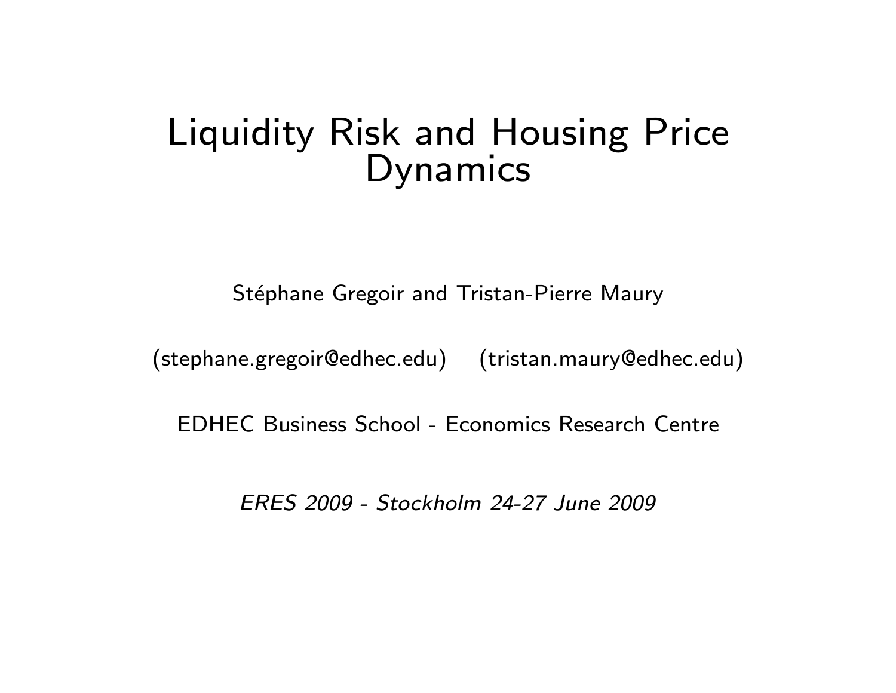# Liquidity Risk and Housing Price Dynamics

Stéphane Gregoir and Tristan-Pierre Maury

(stephane.gregoir@edhec.edu) (tristan.maury@edhec.edu)

EDHEC Business School - Economics Research Centre

*ERES 2009 - Stockholm 24-27 June 2009*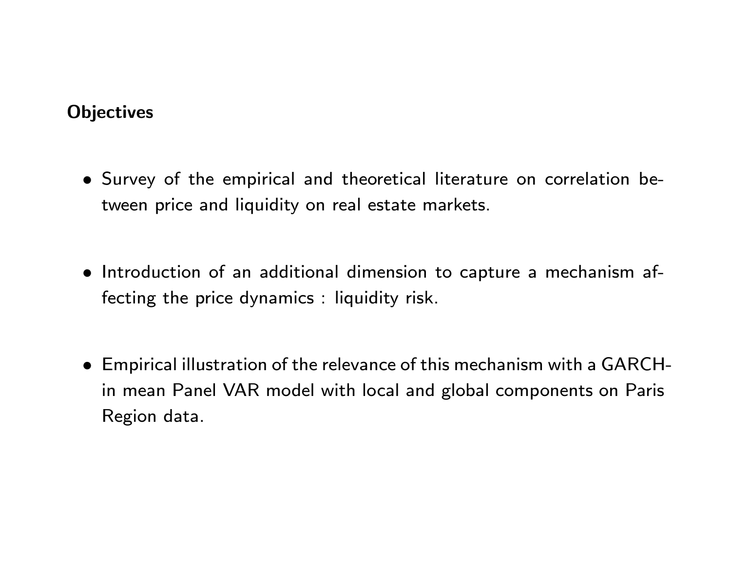**Objectives**

- Survey of the empirical and theoretical literature on correlation between price and liquidity on real estate markets.

- Introduction of an additional dimension to capture a mechanism affecting the price dynamics : liquidity risk.

- Empirical illustration of the relevance of this mechanism with a GARCH-in mean Panel VAR model with local and global components on Paris Region data.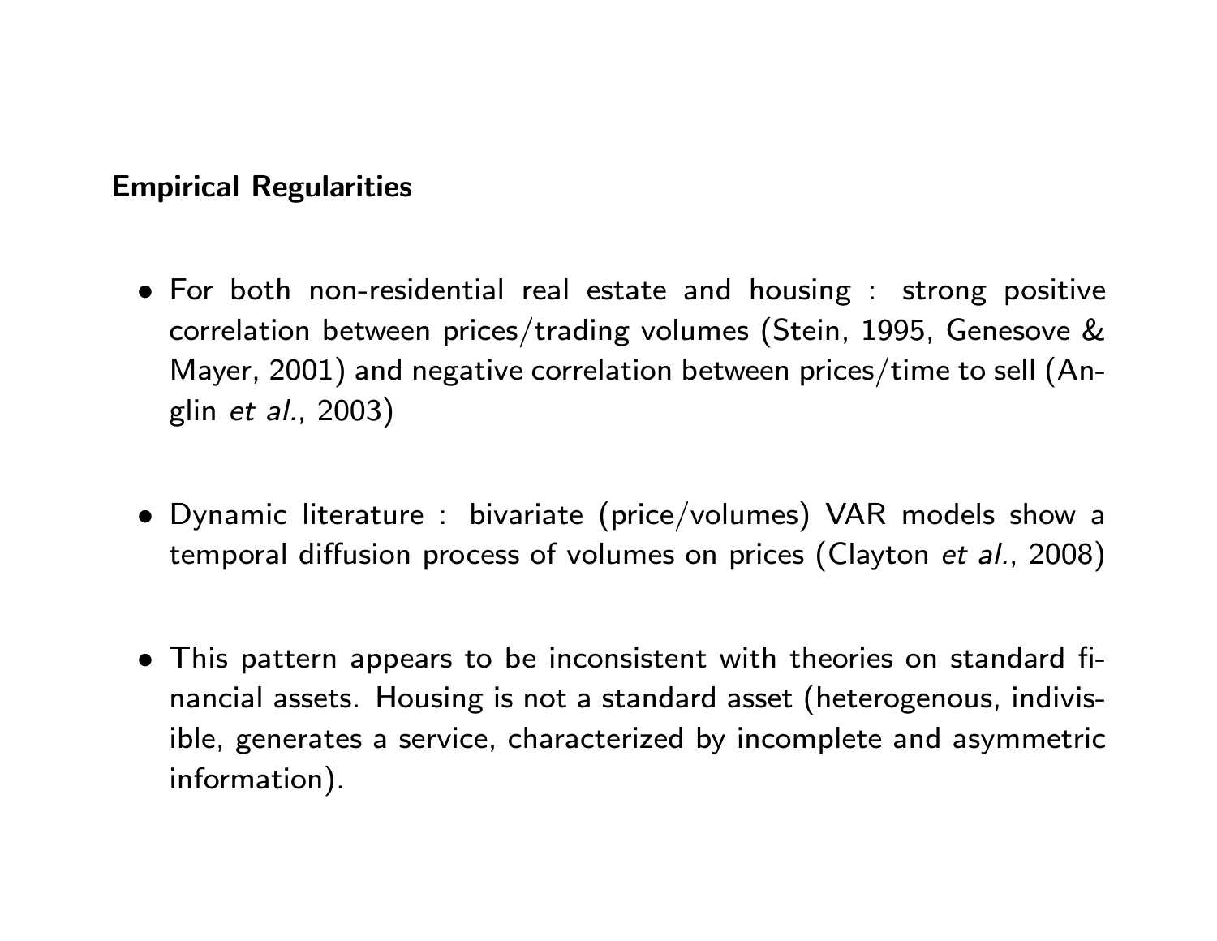**Empirical Regularities**

- For both non-residential real estate and housing : strong positive correlation between prices/trading volumes (Stein, 1995, Genesove & Mayer, 2001) and negative correlation between prices/time to sell (Anglin *et al.*, 2003)

- Dynamic literature : bivariate (price/volumes) VAR models show a temporal diffusion process of volumes on prices (Clayton *et al.*, 2008)

- This pattern appears to be inconsistent with theories on standard financial assets. Housing is not a standard asset (heterogenous, indivisible, generates a service, characterized by incomplete and asymmetric information).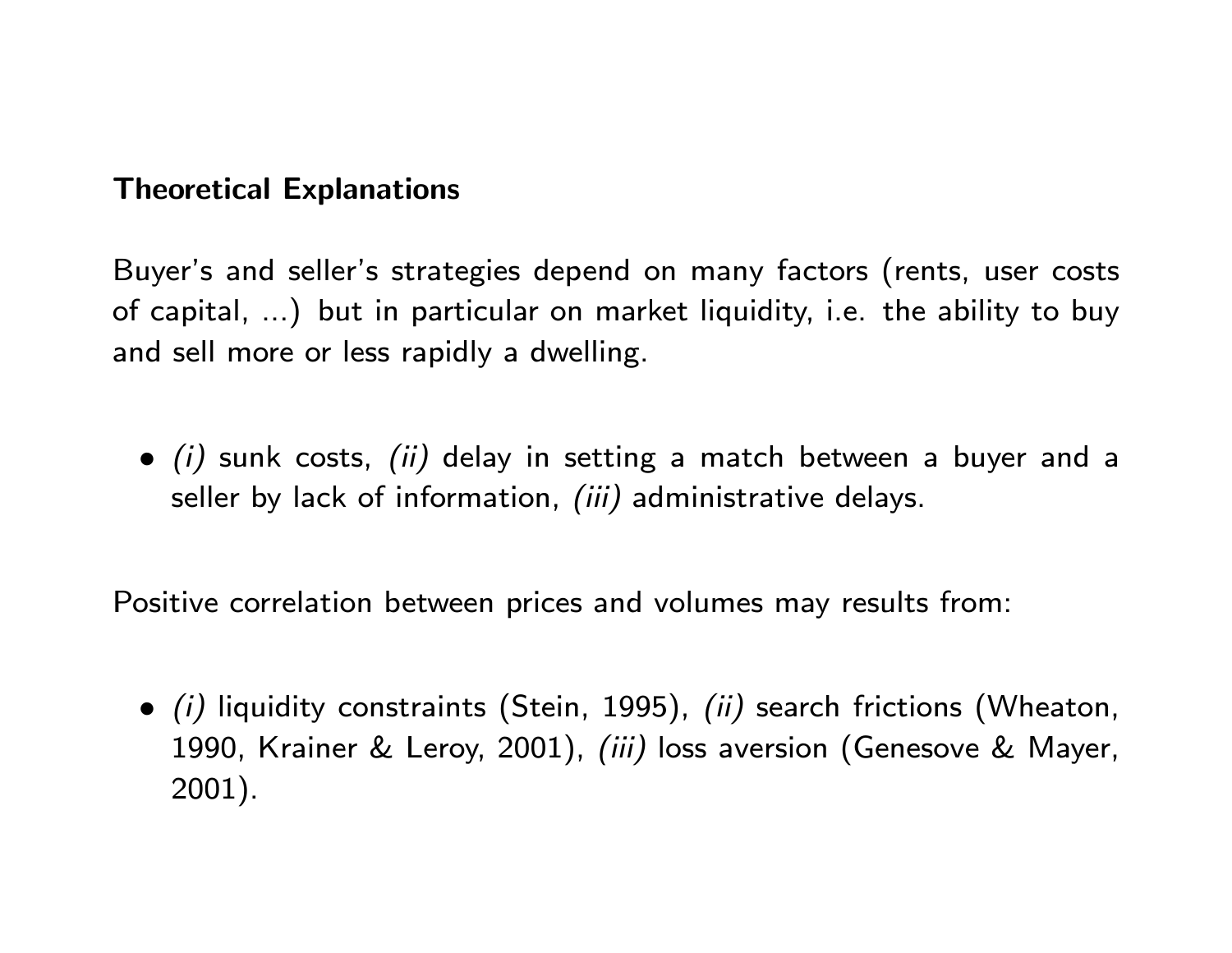**Theoretical Explanations**

Buyer's and seller's strategies depend on many factors (rents, user costs of capital, ...) but in particular on market liquidity, i.e. the ability to buy and sell more or less rapidly a dwelling.

- *(i)* sunk costs, *(ii)* delay in setting a match between a buyer and a seller by lack of information, *(iii)* administrative delays.

Positive correlation between prices and volumes may results from:

- *(i)* liquidity constraints (Stein, 1995), *(ii)* search frictions (Wheaton, 1990, Krainer & Leroy, 2001), *(iii)* loss aversion (Genesove & Mayer, 2001).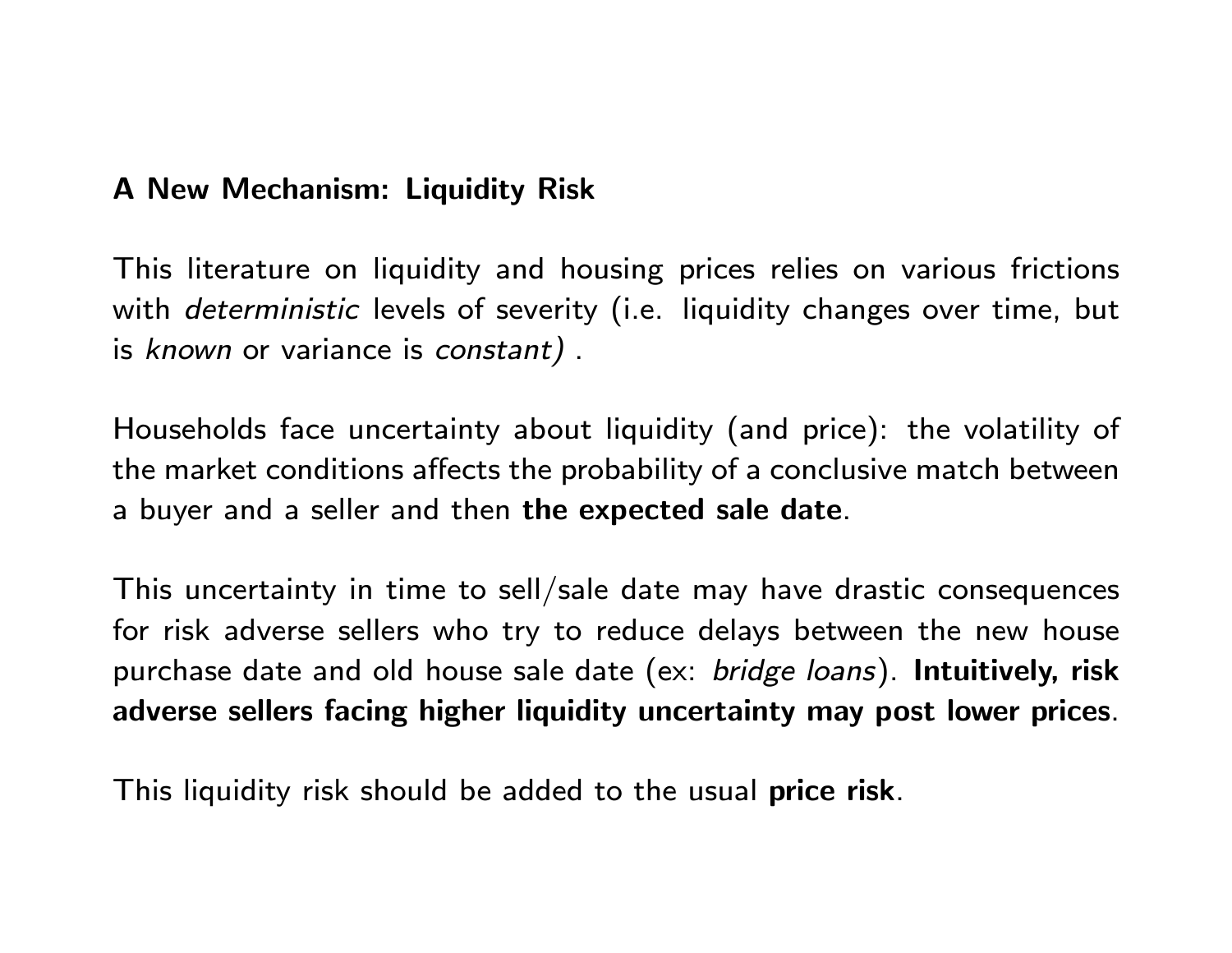## A New Mechanism: Liquidity Risk

This literature on liquidity and housing prices relies on various frictions with *deterministic* levels of severity (i.e. liquidity changes over time, but is *known* or variance is *constant)* .

Households face uncertainty about liquidity (and price): the volatility of the market conditions affects the probability of a conclusive match between a buyer and a seller and then **the expected sale date**.

This uncertainty in time to sell/sale date may have drastic consequences for risk adverse sellers who try to reduce delays between the new house purchase date and old house sale date (ex: *bridge loans*). **Intuitively, risk adverse sellers facing higher liquidity uncertainty may post lower prices**.

This liquidity risk should be added to the usual **price risk**.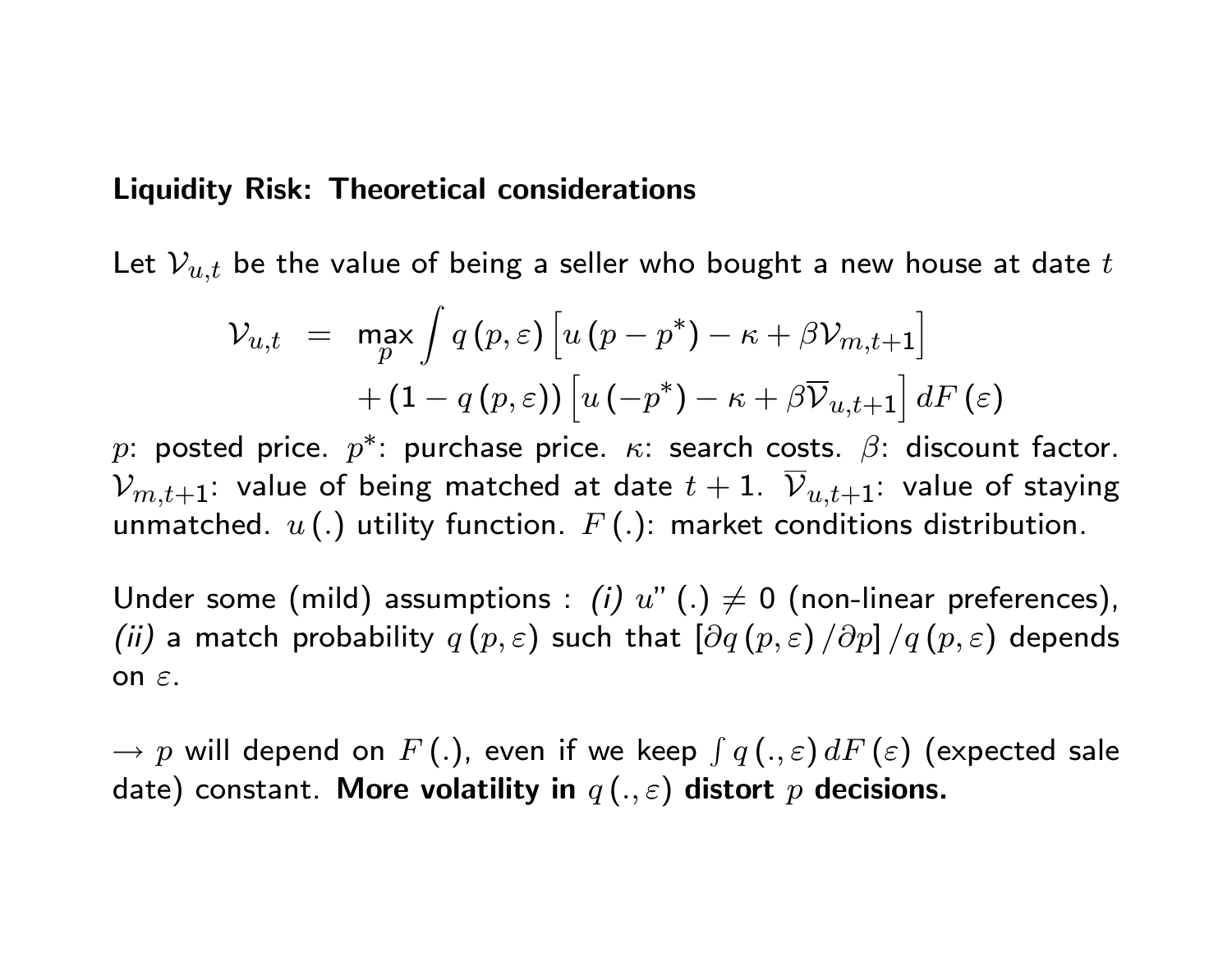**Liquidity Risk: Theoretical considerations**

Let $\mathcal{V}_{u,t}$ be the value of being a seller who bought a new house at date $t$

$$
\begin{aligned}
\mathcal{V}_{u,t} &= \max_{p} \int q(p,\varepsilon) \left[ u(p - p^{*}) - \kappa + \beta \mathcal{V}_{m,t+1} \right] \\
&\quad + (1 - q(p,\varepsilon)) \left[ u(-p^{*}) - \kappa + \beta \overline{\mathcal{V}}_{u,t+1} \right] dF(\varepsilon)
\end{aligned}
$$

$p$: posted price. $p^{*}$: purchase price. $\kappa$: search costs. $\beta$: discount factor. $\mathcal{V}_{m,t+1}$: value of being matched at date $t+1$. $\overline{\mathcal{V}}_{u,t+1}$: value of staying unmatched. $u(.)$ utility function. $F(.)$: market conditions distribution.

Under some (mild) assumptions : *(i)* $u''(.) \neq 0$ (non-linear preferences), *(ii)* a match probability $q(p,\varepsilon)$ such that $\left[\partial q(p,\varepsilon)/\partial p\right]/q(p,\varepsilon)$ depends on $\varepsilon$.

$\rightarrow$ $p$ will depend on $F(.)$, even if we keep $\int q(.,\varepsilon)\, dF(\varepsilon)$ (expected sale date) constant. **More volatility in $q(.,\varepsilon)$ distort $p$ decisions.**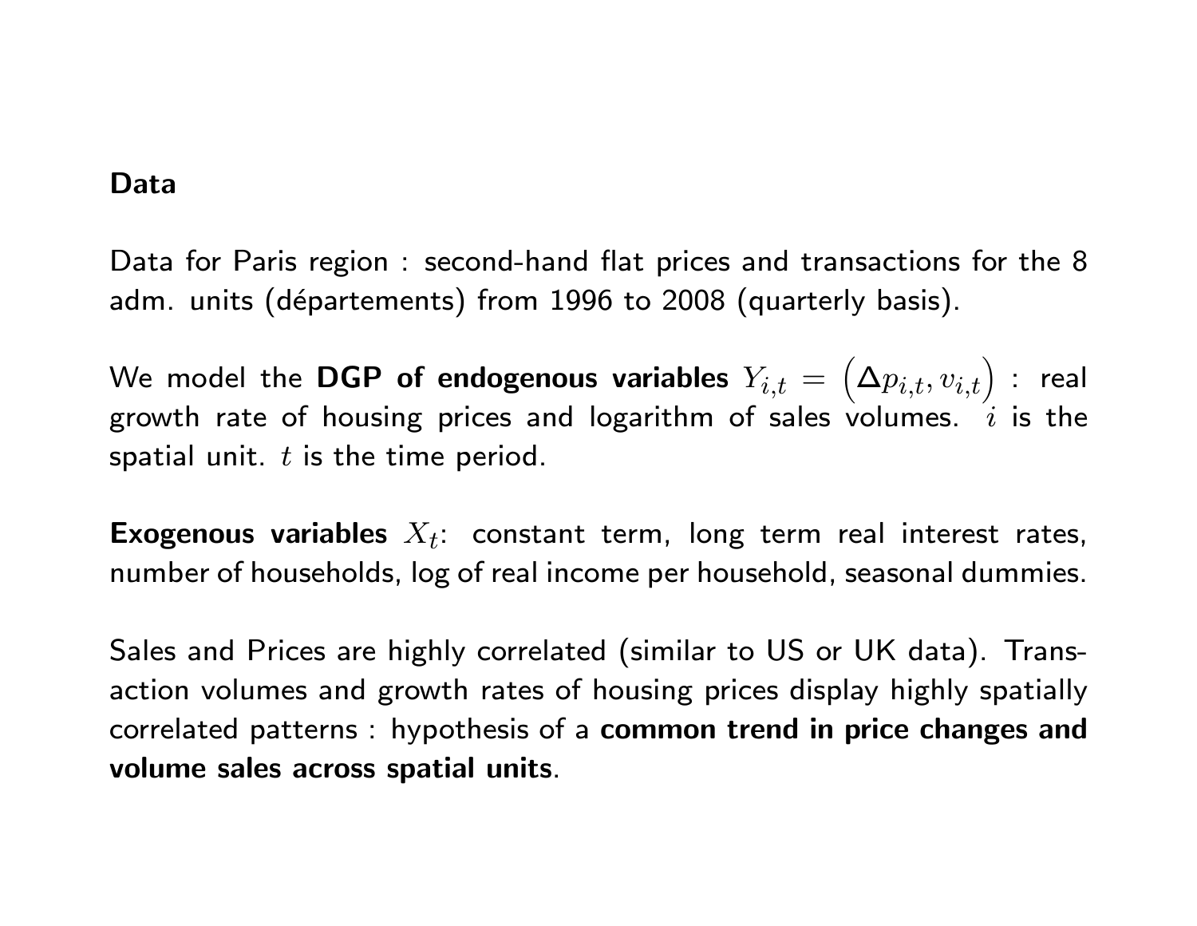## Data

Data for Paris region : second-hand flat prices and transactions for the 8 adm. units (départements) from 1996 to 2008 (quarterly basis).

We model the **DGP of endogenous variables** $Y_{i,t} = \left(\Delta p_{i,t}, v_{i,t}\right)$ : real growth rate of housing prices and logarithm of sales volumes. $i$ is the spatial unit. $t$ is the time period.

**Exogenous variables** $X_t$: constant term, long term real interest rates, number of households, log of real income per household, seasonal dummies.

Sales and Prices are highly correlated (similar to US or UK data). Transaction volumes and growth rates of housing prices display highly spatially correlated patterns : hypothesis of a **common trend in price changes and volume sales across spatial units**.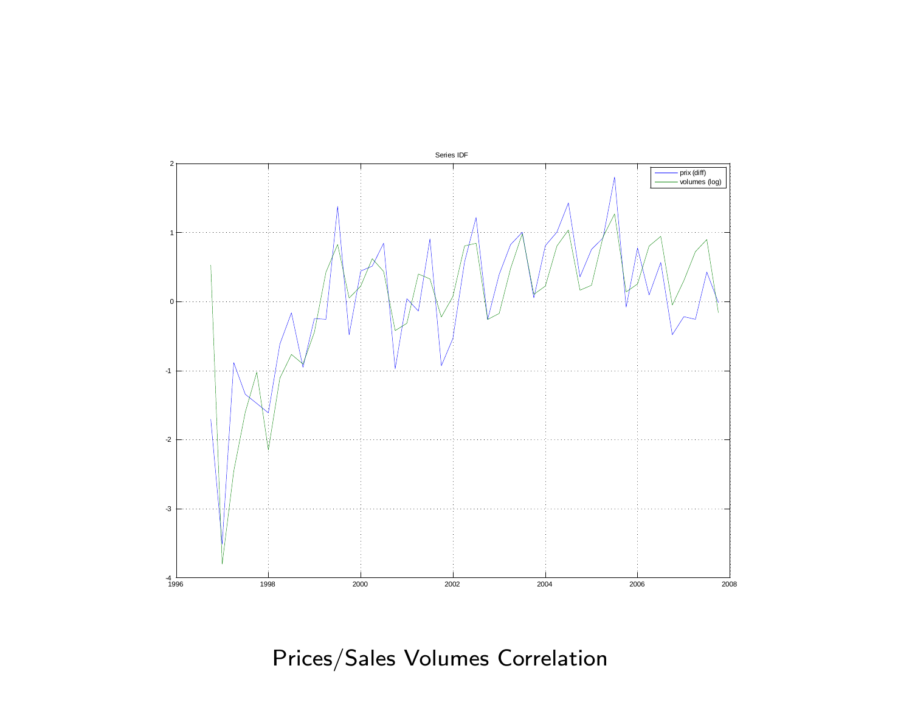Series IDF

prix (diff)
volumes (log)

Prices/Sales Volumes Correlation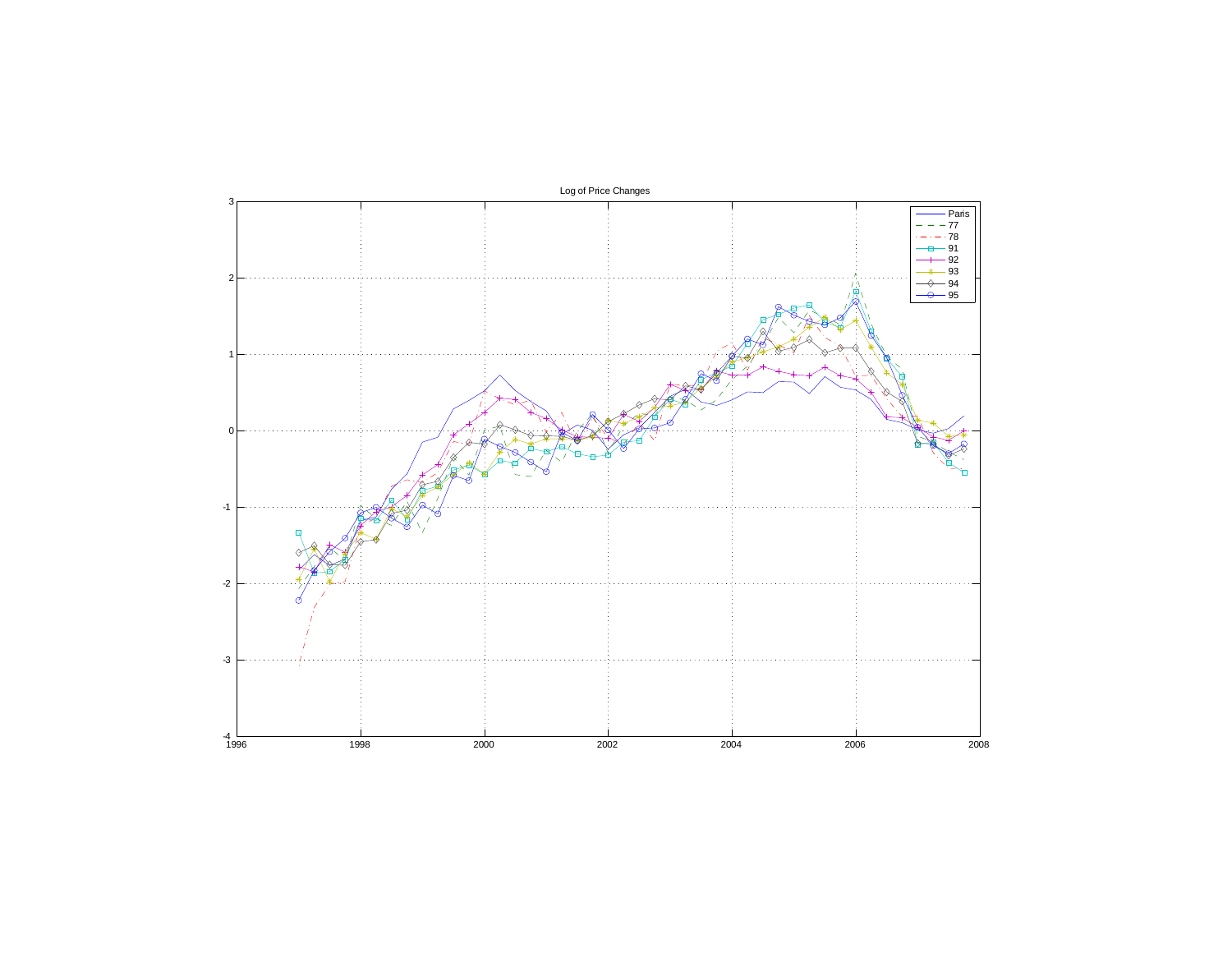Log of Price Changes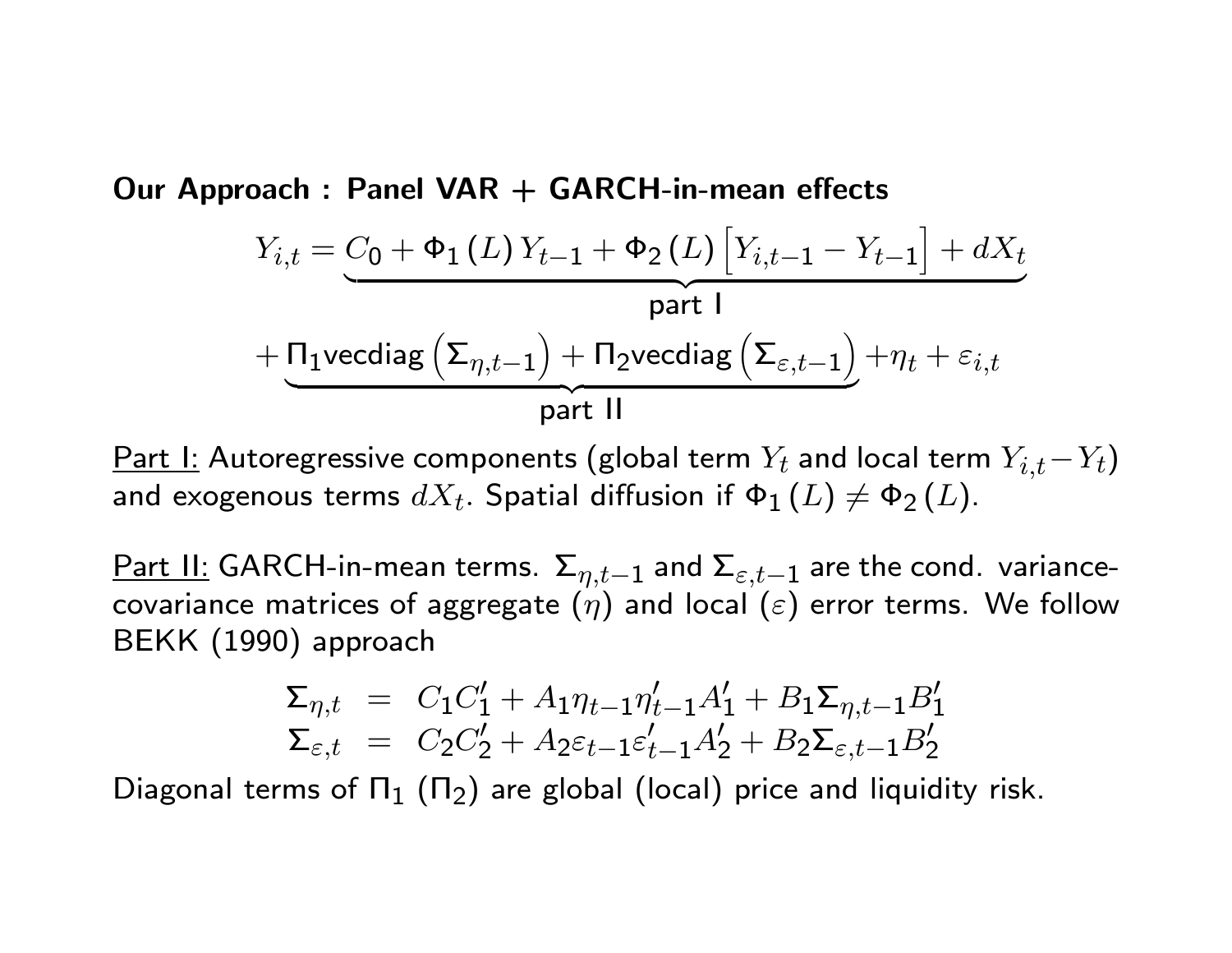**Our Approach : Panel VAR + GARCH-in-mean effects**

$$Y_{i,t} = \underbrace{C_0 + \Phi_1(L)\,Y_{t-1} + \Phi_2(L)\left[Y_{i,t-1} - Y_{t-1}\right] + dX_t}_{\text{part I}}$$

$$+ \underbrace{\Pi_1 \text{vecdiag}\left(\Sigma_{\eta,t-1}\right) + \Pi_2 \text{vecdiag}\left(\Sigma_{\varepsilon,t-1}\right)}_{\text{part II}} + \eta_t + \varepsilon_{i,t}$$

Part I: Autoregressive components (global term $Y_t$ and local term $Y_{i,t} - Y_t$) and exogenous terms $dX_t$. Spatial diffusion if $\Phi_1(L) \neq \Phi_2(L)$.

Part II: GARCH-in-mean terms. $\Sigma_{\eta,t-1}$ and $\Sigma_{\varepsilon,t-1}$ are the cond. variance-covariance matrices of aggregate ($\eta$) and local ($\varepsilon$) error terms. We follow BEKK (1990) approach

$$\begin{aligned}
\Sigma_{\eta,t} &= C_1 C_1' + A_1 \eta_{t-1} \eta_{t-1}' A_1' + B_1 \Sigma_{\eta,t-1} B_1' \\
\Sigma_{\varepsilon,t} &= C_2 C_2' + A_2 \varepsilon_{t-1} \varepsilon_{t-1}' A_2' + B_2 \Sigma_{\varepsilon,t-1} B_2'
\end{aligned}$$

Diagonal terms of $\Pi_1$ ($\Pi_2$) are global (local) price and liquidity risk.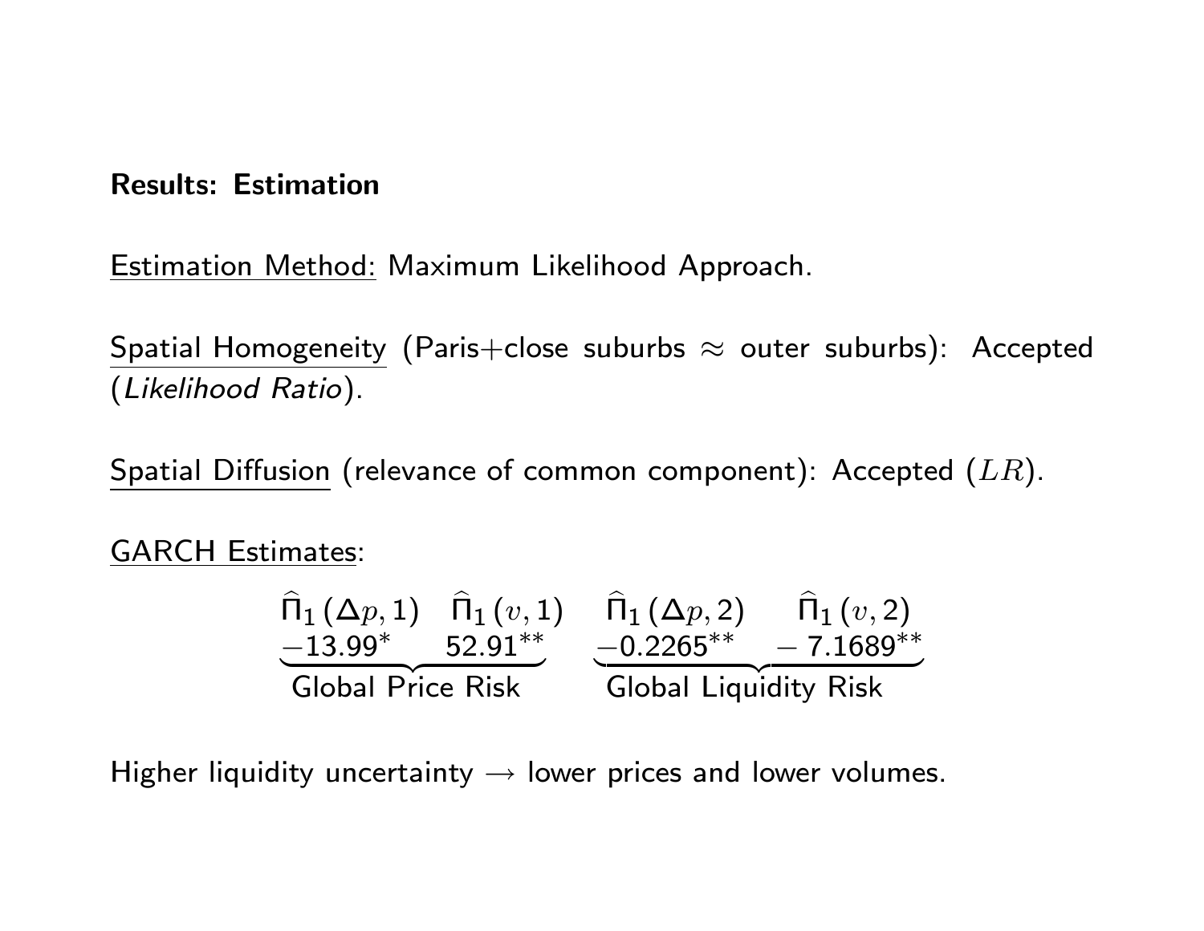**Results: Estimation**

Estimation Method: Maximum Likelihood Approach.

Spatial Homogeneity (Paris+close suburbs ≈ outer suburbs): Accepted (*Likelihood Ratio*).

Spatial Diffusion (relevance of common component): Accepted ($LR$).

GARCH Estimates:

$$\underbrace{\begin{array}{cc} \widehat{\Pi}_1(\Delta p, 1) & \widehat{\Pi}_1(v, 1) \\ -13.99^{*} & 52.91^{**} \end{array}}_{\text{Global Price Risk}} \quad \underbrace{\begin{array}{cc} \widehat{\Pi}_1(\Delta p, 2) & \widehat{\Pi}_1(v, 2) \\ -0.2265^{**} & -7.1689^{**} \end{array}}_{\text{Global Liquidity Risk}}$$

Higher liquidity uncertainty → lower prices and lower volumes.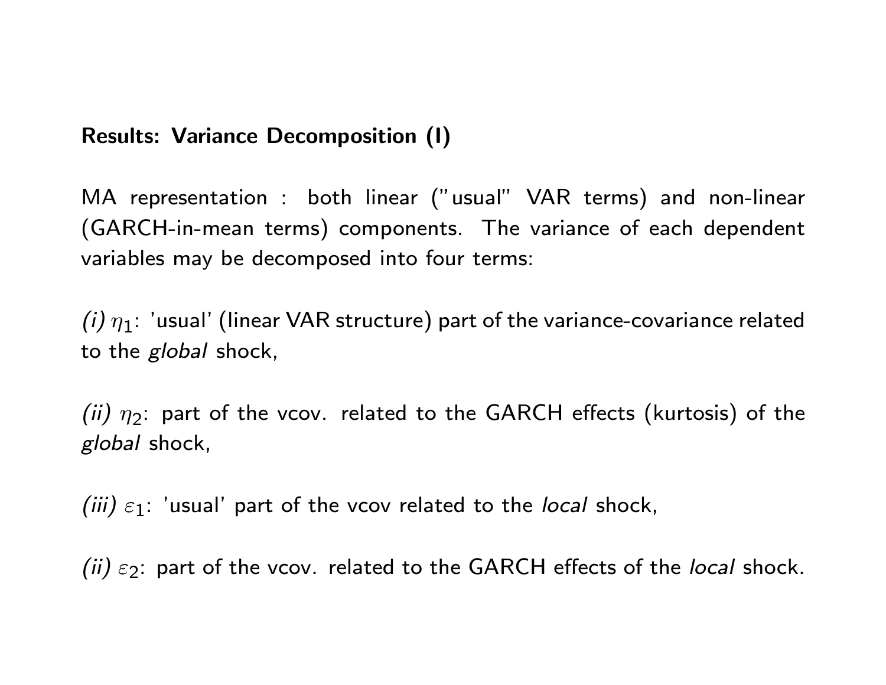**Results: Variance Decomposition (I)**

MA representation : both linear ("usual" VAR terms) and non-linear (GARCH-in-mean terms) components. The variance of each dependent variables may be decomposed into four terms:

*(i)* $\eta_1$: 'usual' (linear VAR structure) part of the variance-covariance related to the *global* shock,

*(ii)* $\eta_2$: part of the vcov. related to the GARCH effects (kurtosis) of the *global* shock,

*(iii)* $\varepsilon_1$: 'usual' part of the vcov related to the *local* shock,

*(ii)* $\varepsilon_2$: part of the vcov. related to the GARCH effects of the *local* shock.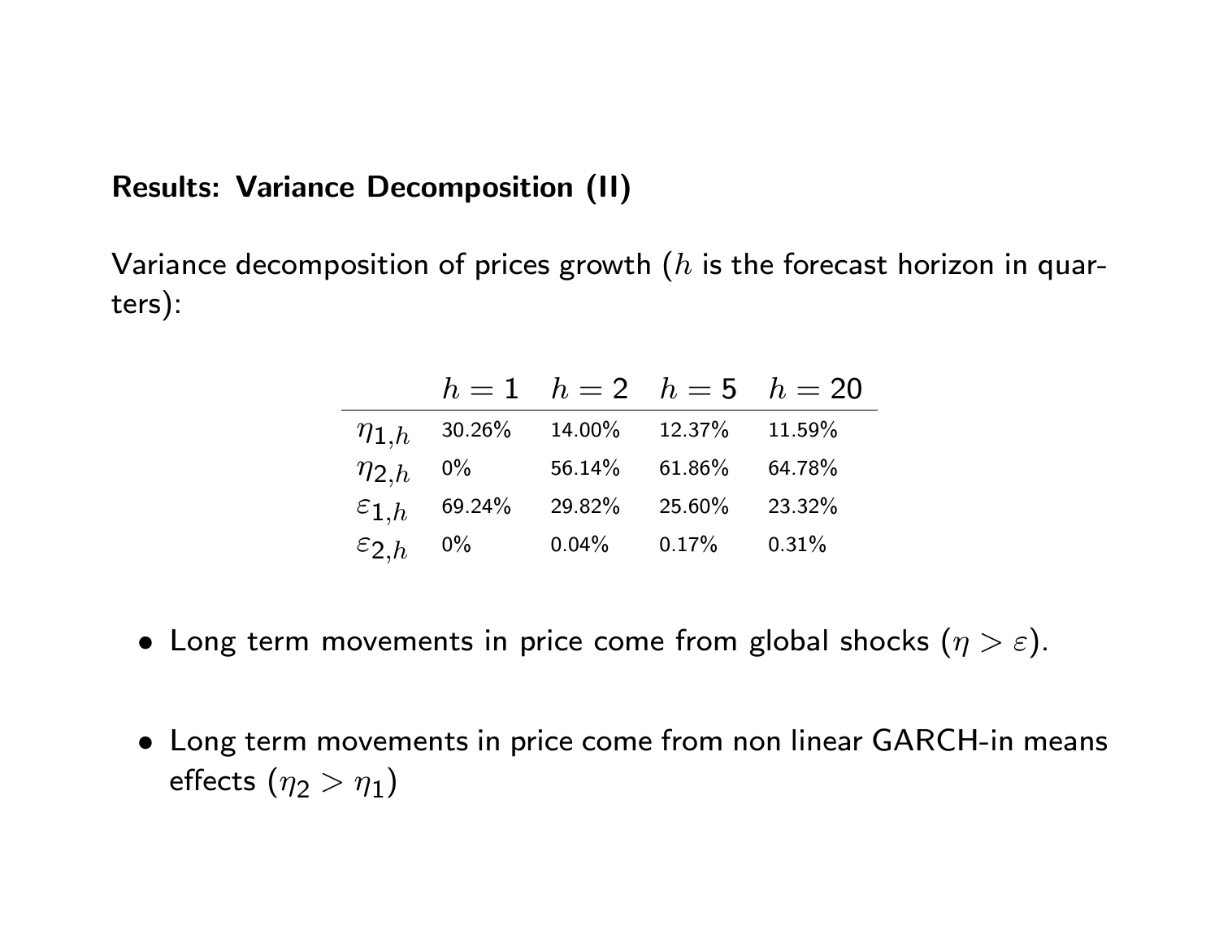## Results: Variance Decomposition (II)

Variance decomposition of prices growth ($h$ is the forecast horizon in quarters):

| | $h = 1$ | $h = 2$ | $h = 5$ | $h = 20$ |
|---|---|---|---|---|
| $\eta_{1,h}$ | 30.26% | 14.00% | 12.37% | 11.59% |
| $\eta_{2,h}$ | 0% | 56.14% | 61.86% | 64.78% |
| $\varepsilon_{1,h}$ | 69.24% | 29.82% | 25.60% | 23.32% |
| $\varepsilon_{2,h}$ | 0% | 0.04% | 0.17% | 0.31% |

- Long term movements in price come from global shocks ($\eta > \varepsilon$).
- Long term movements in price come from non linear GARCH-in means effects ($\eta_2 > \eta_1$)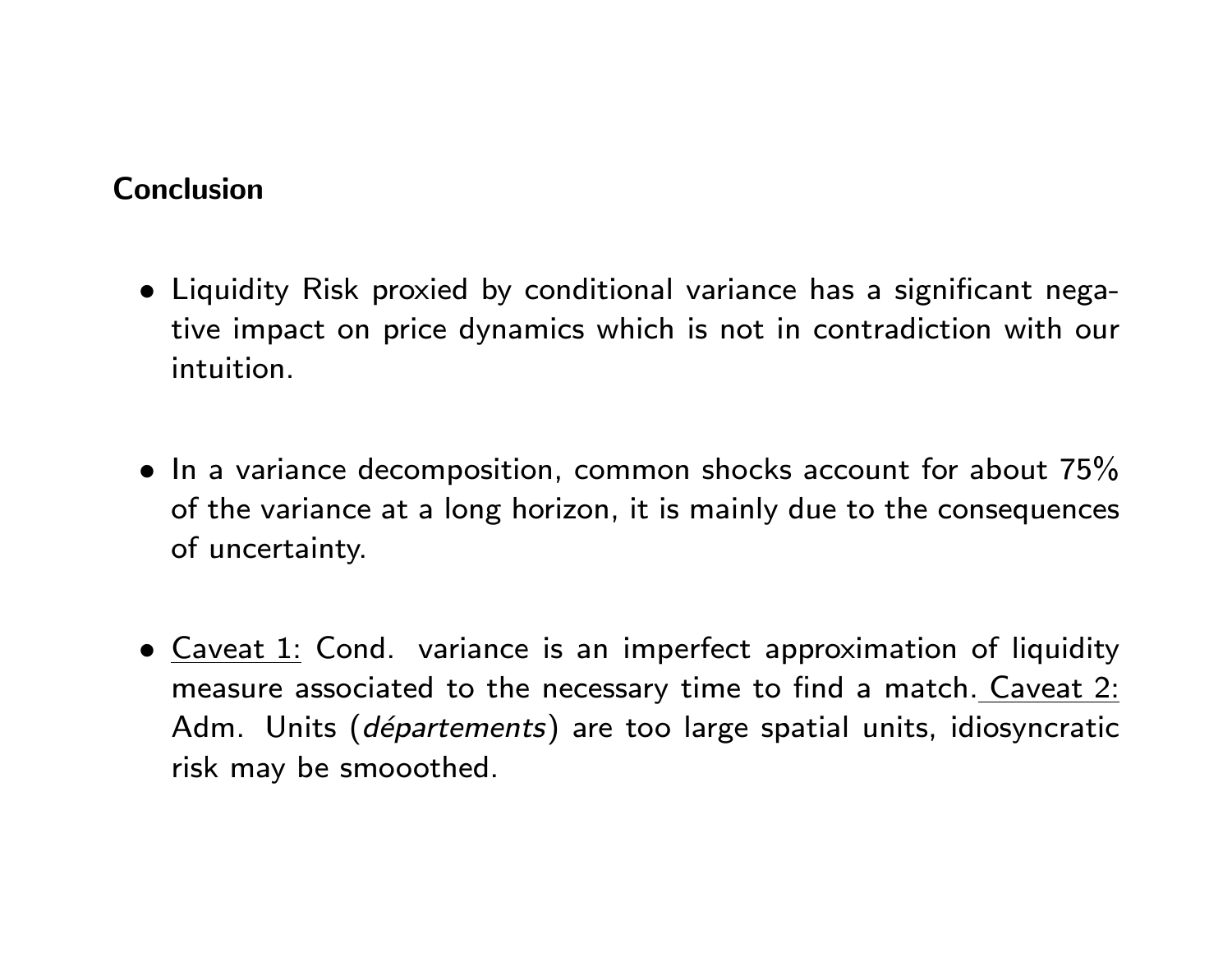## Conclusion

- Liquidity Risk proxied by conditional variance has a significant negative impact on price dynamics which is not in contradiction with our intuition.

- In a variance decomposition, common shocks account for about 75% of the variance at a long horizon, it is mainly due to the consequences of uncertainty.

- Caveat 1: Cond. variance is an imperfect approximation of liquidity measure associated to the necessary time to find a match. Caveat 2: Adm. Units (*départements*) are too large spatial units, idiosyncratic risk may be smooothed.